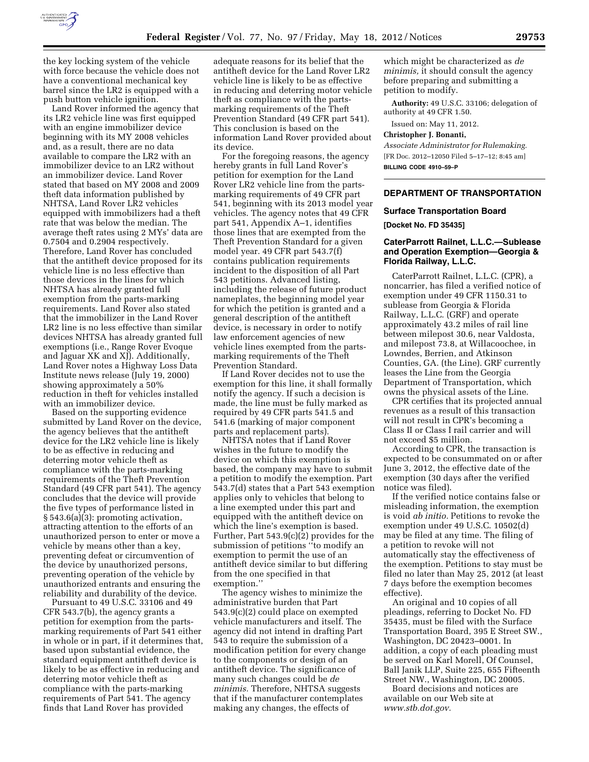the key locking system of the vehicle with force because the vehicle does not have a conventional mechanical key barrel since the LR2 is equipped with a push button vehicle ignition.

Land Rover informed the agency that its LR2 vehicle line was first equipped with an engine immobilizer device beginning with its MY 2008 vehicles and, as a result, there are no data available to compare the LR2 with an immobilizer device to an LR2 without an immobilizer device. Land Rover stated that based on MY 2008 and 2009 theft data information published by NHTSA, Land Rover LR2 vehicles equipped with immobilizers had a theft rate that was below the median. The average theft rates using 2 MYs' data are 0.7504 and 0.2904 respectively. Therefore, Land Rover has concluded that the antitheft device proposed for its vehicle line is no less effective than those devices in the lines for which NHTSA has already granted full exemption from the parts-marking requirements. Land Rover also stated that the immobilizer in the Land Rover LR2 line is no less effective than similar devices NHTSA has already granted full exemptions (i.e., Range Rover Evoque and Jaguar XK and XJ). Additionally, Land Rover notes a Highway Loss Data Institute news release (July 19, 2000) showing approximately a 50% reduction in theft for vehicles installed with an immobilizer device.

Based on the supporting evidence submitted by Land Rover on the device, the agency believes that the antitheft device for the LR2 vehicle line is likely to be as effective in reducing and deterring motor vehicle theft as compliance with the parts-marking requirements of the Theft Prevention Standard (49 CFR part 541). The agency concludes that the device will provide the five types of performance listed in § 543.6(a)(3): promoting activation, attracting attention to the efforts of an unauthorized person to enter or move a vehicle by means other than a key, preventing defeat or circumvention of the device by unauthorized persons, preventing operation of the vehicle by unauthorized entrants and ensuring the reliability and durability of the device.

Pursuant to 49 U.S.C. 33106 and 49 CFR 543.7(b), the agency grants a petition for exemption from the parts-marking requirements of Part 541 either in whole or in part, if it determines that, based upon substantial evidence, the standard equipment antitheft device is likely to be as effective in reducing and deterring motor vehicle theft as compliance with the parts-marking requirements of Part 541. The agency finds that Land Rover has provided adequate reasons for its belief that the antitheft device for the Land Rover LR2 vehicle line is likely to be as effective in reducing and deterring motor vehicle theft as compliance with the parts-marking requirements of the Theft Prevention Standard (49 CFR part 541). This conclusion is based on the information Land Rover provided about its device.

For the foregoing reasons, the agency hereby grants in full Land Rover's petition for exemption for the Land Rover LR2 vehicle line from the parts-marking requirements of 49 CFR part 541, beginning with its 2013 model year vehicles. The agency notes that 49 CFR part 541, Appendix A–1, identifies those lines that are exempted from the Theft Prevention Standard for a given model year. 49 CFR part 543.7(f) contains publication requirements incident to the disposition of all Part 543 petitions. Advanced listing, including the release of future product nameplates, the beginning model year for which the petition is granted and a general description of the antitheft device, is necessary in order to notify law enforcement agencies of new vehicle lines exempted from the parts-marking requirements of the Theft Prevention Standard.

If Land Rover decides not to use the exemption for this line, it shall formally notify the agency. If such a decision is made, the line must be fully marked as required by 49 CFR parts 541.5 and 541.6 (marking of major component parts and replacement parts).

NHTSA notes that if Land Rover wishes in the future to modify the device on which this exemption is based, the company may have to submit a petition to modify the exemption. Part 543.7(d) states that a Part 543 exemption applies only to vehicles that belong to a line exempted under this part and equipped with the antitheft device on which the line's exemption is based. Further, Part 543.9(c)(2) provides for the submission of petitions "to modify an exemption to permit the use of an antitheft device similar to but differing from the one specified in that exemption."

The agency wishes to minimize the administrative burden that Part 543.9(c)(2) could place on exempted vehicle manufacturers and itself. The agency did not intend in drafting Part 543 to require the submission of a modification petition for every change to the components or design of an antitheft device. The significance of many such changes could be *de minimis.* Therefore, NHTSA suggests that if the manufacturer contemplates making any changes, the effects of which might be characterized as *de minimis,* it should consult the agency before preparing and submitting a petition to modify.

**Authority:** 49 U.S.C. 33106; delegation of authority at 49 CFR 1.50.

Issued on: May 11, 2012.

**Christopher J. Bonanti,**

*Associate Administrator for Rulemaking.*

[FR Doc. 2012–12050 Filed 5–17–12; 8:45 am]

**BILLING CODE 4910–59–P**

## DEPARTMENT OF TRANSPORTATION

### Surface Transportation Board

**[Docket No. FD 35435]**

### CaterParrott Railnet, L.L.C.—Sublease and Operation Exemption—Georgia & Florida Railway, L.L.C.

CaterParrott Railnet, L.L.C. (CPR), a noncarrier, has filed a verified notice of exemption under 49 CFR 1150.31 to sublease from Georgia & Florida Railway, L.L.C. (GRF) and operate approximately 43.2 miles of rail line between milepost 30.6, near Valdosta, and milepost 73.8, at Willacoochee, in Lowndes, Berrien, and Atkinson Counties, GA. (the Line). GRF currently leases the Line from the Georgia Department of Transportation, which owns the physical assets of the Line.

CPR certifies that its projected annual revenues as a result of this transaction will not result in CPR's becoming a Class II or Class I rail carrier and will not exceed $5 million.

According to CPR, the transaction is expected to be consummated on or after June 3, 2012, the effective date of the exemption (30 days after the verified notice was filed).

If the verified notice contains false or misleading information, the exemption is void *ab initio.* Petitions to revoke the exemption under 49 U.S.C. 10502(d) may be filed at any time. The filing of a petition to revoke will not automatically stay the effectiveness of the exemption. Petitions to stay must be filed no later than May 25, 2012 (at least 7 days before the exemption becomes effective).

An original and 10 copies of all pleadings, referring to Docket No. FD 35435, must be filed with the Surface Transportation Board, 395 E Street SW., Washington, DC 20423–0001. In addition, a copy of each pleading must be served on Karl Morell, Of Counsel, Ball Janik LLP, Suite 225, 655 Fifteenth Street NW., Washington, DC 20005.

Board decisions and notices are available on our Web site at *www.stb.dot.gov.*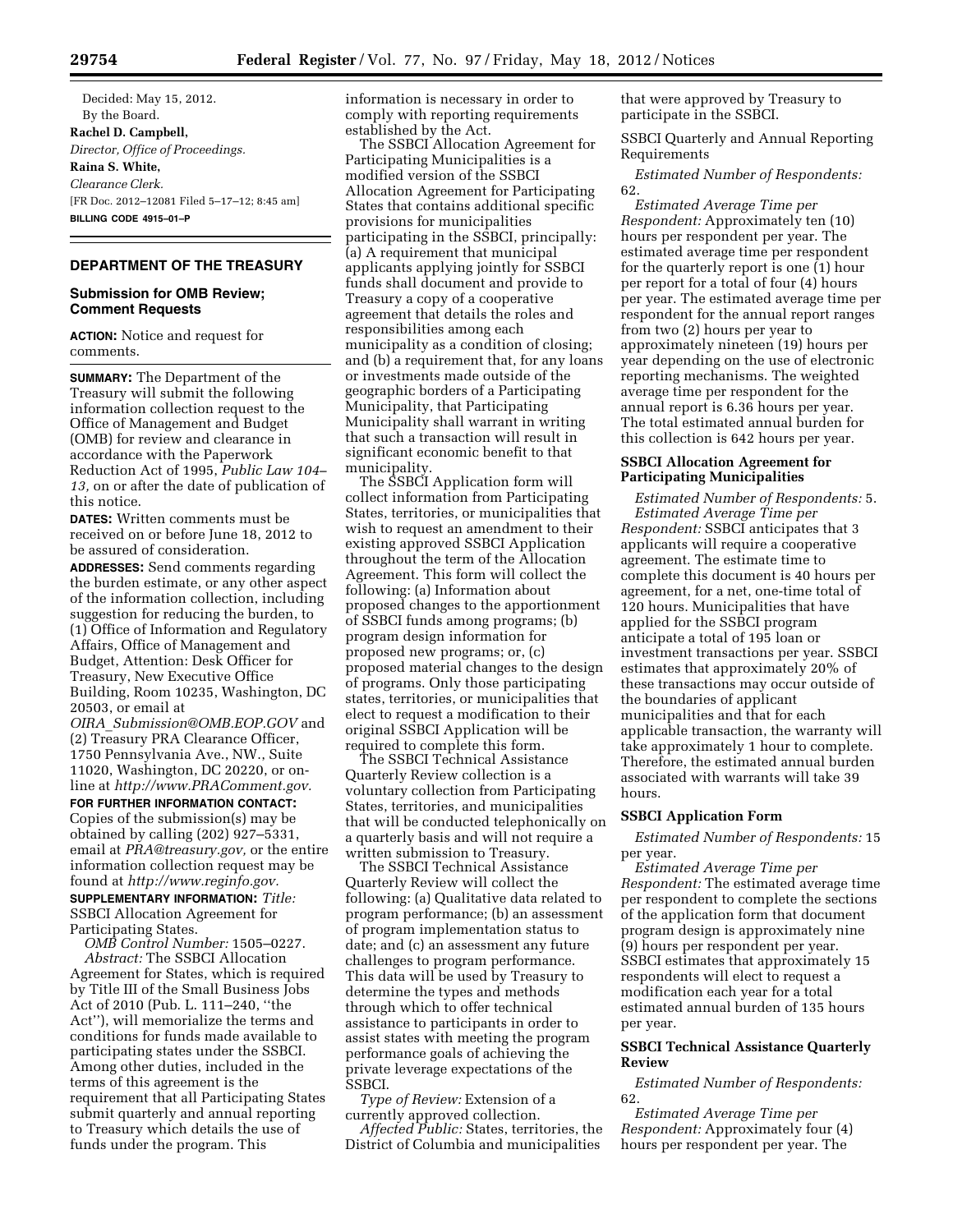Decided: May 15, 2012.

By the Board.

**Rachel D. Campbell,**

*Director, Office of Proceedings.*

**Raina S. White,**

*Clearance Clerk.*

[FR Doc. 2012–12081 Filed 5–17–12; 8:45 am]

**BILLING CODE 4915–01–P**

## DEPARTMENT OF THE TREASURY

### Submission for OMB Review; Comment Requests

**ACTION:** Notice and request for comments.

**SUMMARY:** The Department of the Treasury will submit the following information collection request to the Office of Management and Budget (OMB) for review and clearance in accordance with the Paperwork Reduction Act of 1995, *Public Law 104–13,* on or after the date of publication of this notice.

**DATES:** Written comments must be received on or before June 18, 2012 to be assured of consideration.

**ADDRESSES:** Send comments regarding the burden estimate, or any other aspect of the information collection, including suggestion for reducing the burden, to (1) Office of Information and Regulatory Affairs, Office of Management and Budget, Attention: Desk Officer for Treasury, New Executive Office Building, Room 10235, Washington, DC 20503, or email at *OIRA_Submission@OMB.EOP.GOV* and (2) Treasury PRA Clearance Officer, 1750 Pennsylvania Ave., NW., Suite 11020, Washington, DC 20220, or on-line at *http://www.PRAComment.gov.*

**FOR FURTHER INFORMATION CONTACT:** Copies of the submission(s) may be obtained by calling (202) 927–5331, email at *PRA@treasury.gov,* or the entire information collection request may be found at *http://www.reginfo.gov.*

**SUPPLEMENTARY INFORMATION:** *Title:* SSBCI Allocation Agreement for Participating States.

*OMB Control Number:* 1505–0227.

*Abstract:* The SSBCI Allocation Agreement for States, which is required by Title III of the Small Business Jobs Act of 2010 (Pub. L. 111–240, ''the Act''), will memorialize the terms and conditions for funds made available to participating states under the SSBCI. Among other duties, included in the terms of this agreement is the requirement that all Participating States submit quarterly and annual reporting to Treasury which details the use of funds under the program. This information is necessary in order to comply with reporting requirements established by the Act.

The SSBCI Allocation Agreement for Participating Municipalities is a modified version of the SSBCI Allocation Agreement for Participating States that contains additional specific provisions for municipalities participating in the SSBCI, principally: (a) A requirement that municipal applicants applying jointly for SSBCI funds shall document and provide to Treasury a copy of a cooperative agreement that details the roles and responsibilities among each municipality as a condition of closing; and (b) a requirement that, for any loans or investments made outside of the geographic borders of a Participating Municipality, that Participating Municipality shall warrant in writing that such a transaction will result in significant economic benefit to that municipality.

The SSBCI Application form will collect information from Participating States, territories, or municipalities that wish to request an amendment to their existing approved SSBCI Application throughout the term of the Allocation Agreement. This form will collect the following: (a) Information about proposed changes to the apportionment of SSBCI funds among programs; (b) program design information for proposed new programs; or, (c) proposed material changes to the design of programs. Only those participating states, territories, or municipalities that elect to request a modification to their original SSBCI Application will be required to complete this form.

The SSBCI Technical Assistance Quarterly Review collection is a voluntary collection from Participating States, territories, and municipalities that will be conducted telephonically on a quarterly basis and will not require a written submission to Treasury.

The SSBCI Technical Assistance Quarterly Review will collect the following: (a) Qualitative data related to program performance; (b) an assessment of program implementation status to date; and (c) an assessment any future challenges to program performance. This data will be used by Treasury to determine the types and methods through which to offer technical assistance to participants in order to assist states with meeting the program performance goals of achieving the private leverage expectations of the SSBCI.

*Type of Review:* Extension of a currently approved collection.

*Affected Public:* States, territories, the District of Columbia and municipalities that were approved by Treasury to participate in the SSBCI.

SSBCI Quarterly and Annual Reporting Requirements

*Estimated Number of Respondents:* 62.

*Estimated Average Time per Respondent:* Approximately ten (10) hours per respondent per year. The estimated average time per respondent for the quarterly report is one (1) hour per report for a total of four (4) hours per year. The estimated average time per respondent for the annual report ranges from two (2) hours per year to approximately nineteen (19) hours per year depending on the use of electronic reporting mechanisms. The weighted average time per respondent for the annual report is 6.36 hours per year. The total estimated annual burden for this collection is 642 hours per year.

### SSBCI Allocation Agreement for Participating Municipalities

*Estimated Number of Respondents:* 5.

*Estimated Average Time per Respondent:* SSBCI anticipates that 3 applicants will require a cooperative agreement. The estimate time to complete this document is 40 hours per agreement, for a net, one-time total of 120 hours. Municipalities that have applied for the SSBCI program anticipate a total of 195 loan or investment transactions per year. SSBCI estimates that approximately 20% of these transactions may occur outside of the boundaries of applicant municipalities and that for each applicable transaction, the warranty will take approximately 1 hour to complete. Therefore, the estimated annual burden associated with warrants will take 39 hours.

### SSBCI Application Form

*Estimated Number of Respondents:* 15 per year.

*Estimated Average Time per Respondent:* The estimated average time per respondent to complete the sections of the application form that document program design is approximately nine (9) hours per respondent per year. SSBCI estimates that approximately 15 respondents will elect to request a modification each year for a total estimated annual burden of 135 hours per year.

### SSBCI Technical Assistance Quarterly Review

*Estimated Number of Respondents:* 62.

*Estimated Average Time per Respondent:* Approximately four (4) hours per respondent per year. The